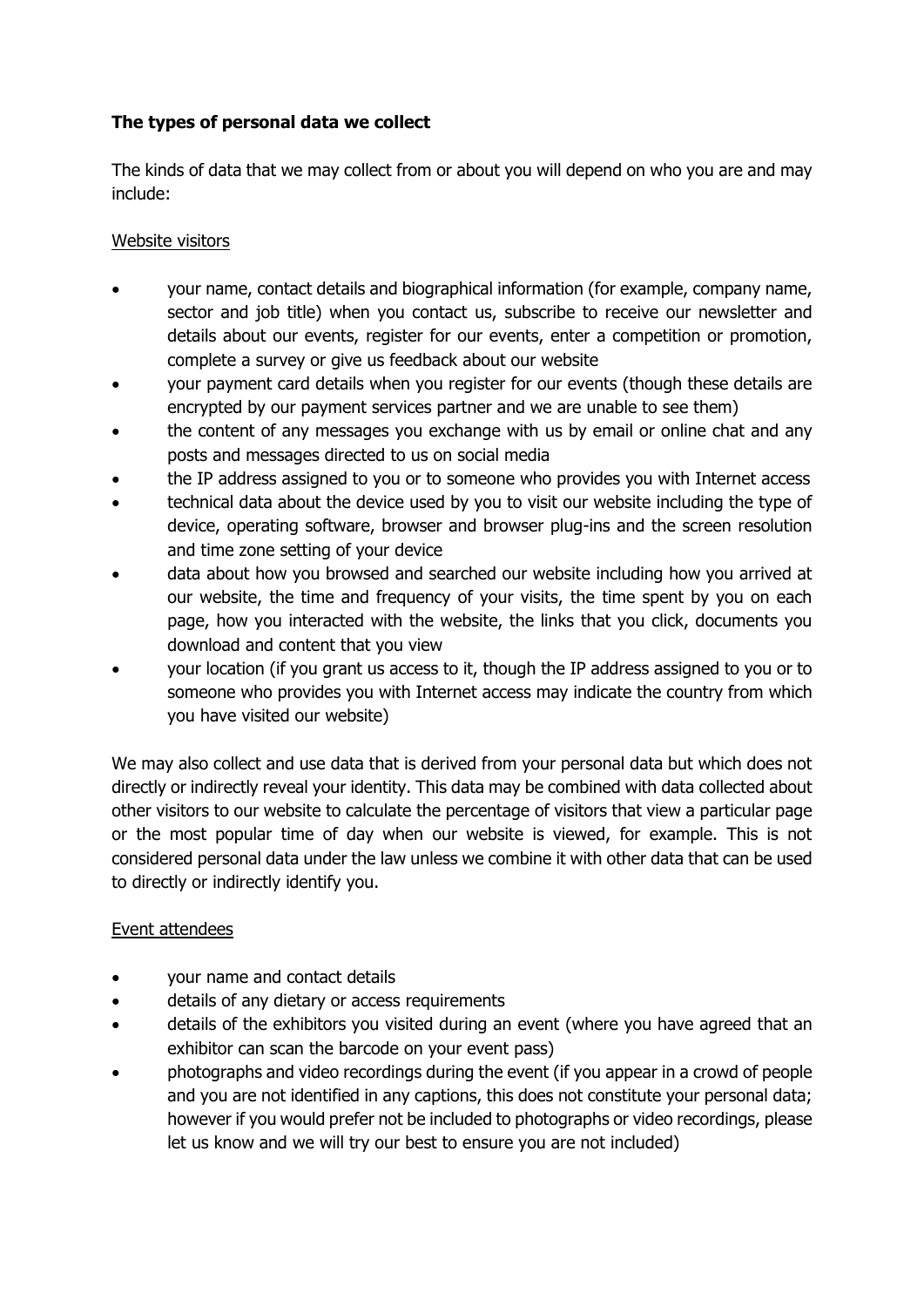**The types of personal data we collect**

The kinds of data that we may collect from or about you will depend on who you are and may include:

<u>Website visitors</u>

- your name, contact details and biographical information (for example, company name, sector and job title) when you contact us, subscribe to receive our newsletter and details about our events, register for our events, enter a competition or promotion, complete a survey or give us feedback about our website
- your payment card details when you register for our events (though these details are encrypted by our payment services partner and we are unable to see them)
- the content of any messages you exchange with us by email or online chat and any posts and messages directed to us on social media
- the IP address assigned to you or to someone who provides you with Internet access
- technical data about the device used by you to visit our website including the type of device, operating software, browser and browser plug-ins and the screen resolution and time zone setting of your device
- data about how you browsed and searched our website including how you arrived at our website, the time and frequency of your visits, the time spent by you on each page, how you interacted with the website, the links that you click, documents you download and content that you view
- your location (if you grant us access to it, though the IP address assigned to you or to someone who provides you with Internet access may indicate the country from which you have visited our website)

We may also collect and use data that is derived from your personal data but which does not directly or indirectly reveal your identity. This data may be combined with data collected about other visitors to our website to calculate the percentage of visitors that view a particular page or the most popular time of day when our website is viewed, for example. This is not considered personal data under the law unless we combine it with other data that can be used to directly or indirectly identify you.

<u>Event attendees</u>

- your name and contact details
- details of any dietary or access requirements
- details of the exhibitors you visited during an event (where you have agreed that an exhibitor can scan the barcode on your event pass)
- photographs and video recordings during the event (if you appear in a crowd of people and you are not identified in any captions, this does not constitute your personal data; however if you would prefer not be included to photographs or video recordings, please let us know and we will try our best to ensure you are not included)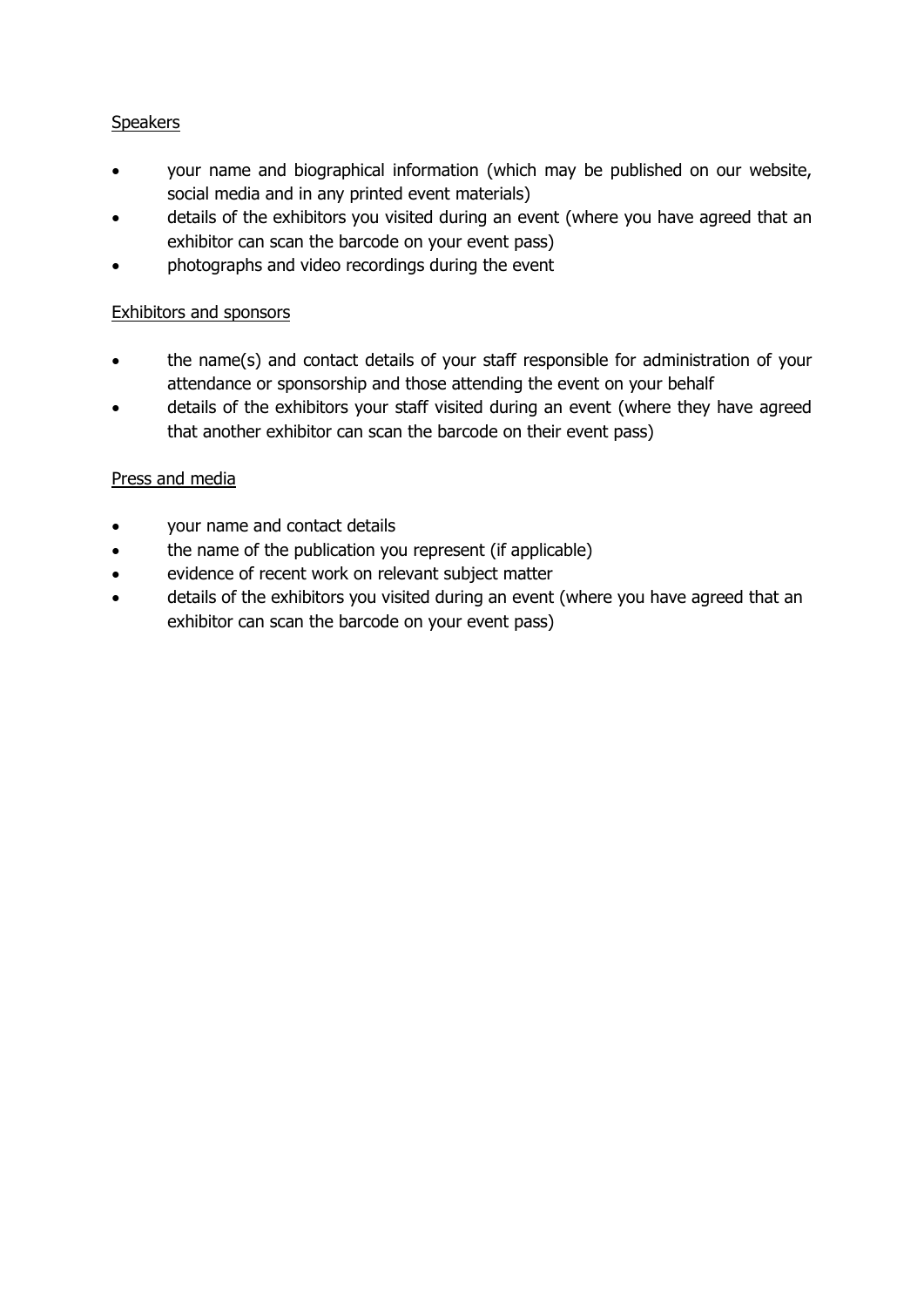Speakers

- your name and biographical information (which may be published on our website, social media and in any printed event materials)
- details of the exhibitors you visited during an event (where you have agreed that an exhibitor can scan the barcode on your event pass)
- photographs and video recordings during the event

Exhibitors and sponsors

- the name(s) and contact details of your staff responsible for administration of your attendance or sponsorship and those attending the event on your behalf
- details of the exhibitors your staff visited during an event (where they have agreed that another exhibitor can scan the barcode on their event pass)

Press and media

- your name and contact details
- the name of the publication you represent (if applicable)
- evidence of recent work on relevant subject matter
- details of the exhibitors you visited during an event (where you have agreed that an exhibitor can scan the barcode on your event pass)